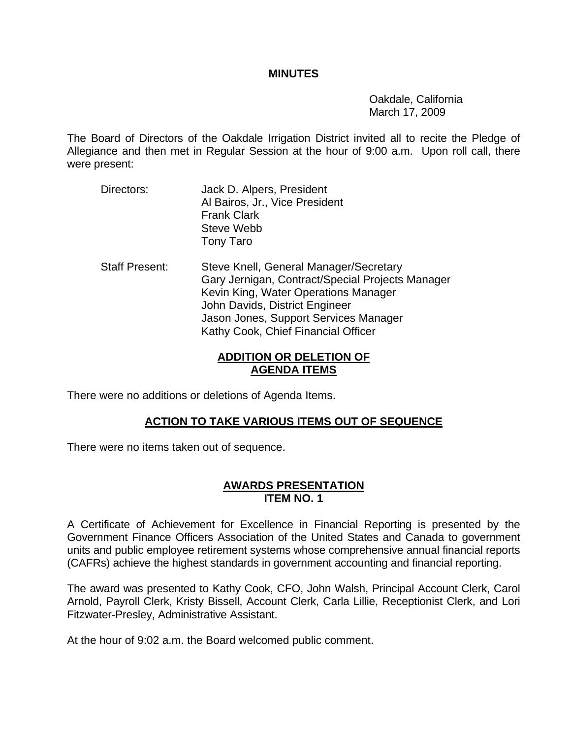# MINUTES

Oakdale, California
March 17, 2009

The Board of Directors of the Oakdale Irrigation District invited all to recite the Pledge of Allegiance and then met in Regular Session at the hour of 9:00 a.m. Upon roll call, there were present:

Directors:
Jack D. Alpers, President
Al Bairos, Jr., Vice President
Frank Clark
Steve Webb
Tony Taro

Staff Present:
Steve Knell, General Manager/Secretary
Gary Jernigan, Contract/Special Projects Manager
Kevin King, Water Operations Manager
John Davids, District Engineer
Jason Jones, Support Services Manager
Kathy Cook, Chief Financial Officer

## ADDITION OR DELETION OF AGENDA ITEMS

There were no additions or deletions of Agenda Items.

## ACTION TO TAKE VARIOUS ITEMS OUT OF SEQUENCE

There were no items taken out of sequence.

## AWARDS PRESENTATION
## ITEM NO. 1

A Certificate of Achievement for Excellence in Financial Reporting is presented by the Government Finance Officers Association of the United States and Canada to government units and public employee retirement systems whose comprehensive annual financial reports (CAFRs) achieve the highest standards in government accounting and financial reporting.

The award was presented to Kathy Cook, CFO, John Walsh, Principal Account Clerk, Carol Arnold, Payroll Clerk, Kristy Bissell, Account Clerk, Carla Lillie, Receptionist Clerk, and Lori Fitzwater-Presley, Administrative Assistant.

At the hour of 9:02 a.m. the Board welcomed public comment.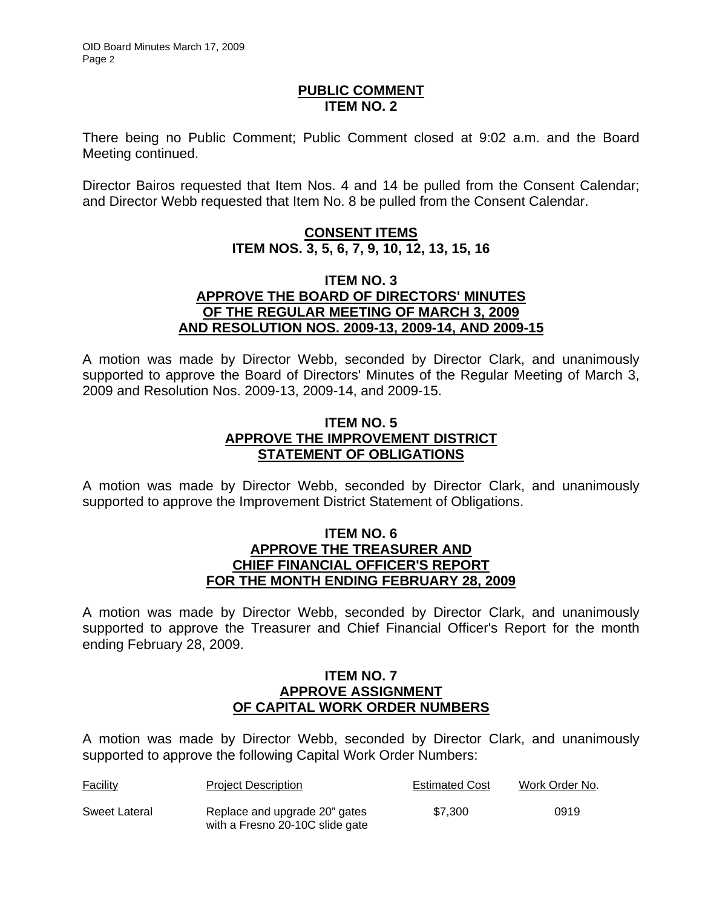## PUBLIC COMMENT
## ITEM NO. 2

There being no Public Comment; Public Comment closed at 9:02 a.m. and the Board Meeting continued.

Director Bairos requested that Item Nos. 4 and 14 be pulled from the Consent Calendar; and Director Webb requested that Item No. 8 be pulled from the Consent Calendar.

## CONSENT ITEMS
## ITEM NOS. 3, 5, 6, 7, 9, 10, 12, 13, 15, 16

### ITEM NO. 3
### APPROVE THE BOARD OF DIRECTORS' MINUTES OF THE REGULAR MEETING OF MARCH 3, 2009 AND RESOLUTION NOS. 2009-13, 2009-14, AND 2009-15

A motion was made by Director Webb, seconded by Director Clark, and unanimously supported to approve the Board of Directors' Minutes of the Regular Meeting of March 3, 2009 and Resolution Nos. 2009-13, 2009-14, and 2009-15.

### ITEM NO. 5
### APPROVE THE IMPROVEMENT DISTRICT STATEMENT OF OBLIGATIONS

A motion was made by Director Webb, seconded by Director Clark, and unanimously supported to approve the Improvement District Statement of Obligations.

### ITEM NO. 6
### APPROVE THE TREASURER AND CHIEF FINANCIAL OFFICER'S REPORT FOR THE MONTH ENDING FEBRUARY 28, 2009

A motion was made by Director Webb, seconded by Director Clark, and unanimously supported to approve the Treasurer and Chief Financial Officer's Report for the month ending February 28, 2009.

### ITEM NO. 7
### APPROVE ASSIGNMENT OF CAPITAL WORK ORDER NUMBERS

A motion was made by Director Webb, seconded by Director Clark, and unanimously supported to approve the following Capital Work Order Numbers:

| Facility | Project Description | Estimated Cost | Work Order No. |
|---|---|---|---|
| Sweet Lateral | Replace and upgrade 20" gates with a Fresno 20-10C slide gate | $7,300 | 0919 |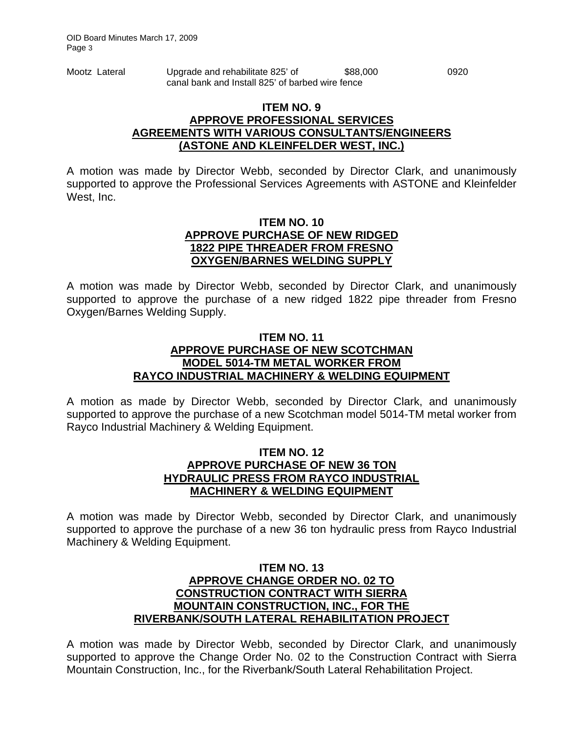| Mootz Lateral | Upgrade and rehabilitate 825' of canal bank and Install 825' of barbed wire fence | $88,000 | 0920 |
|---|---|---|---|

## ITEM NO. 9
## APPROVE PROFESSIONAL SERVICES AGREEMENTS WITH VARIOUS CONSULTANTS/ENGINEERS (ASTONE AND KLEINFELDER WEST, INC.)

A motion was made by Director Webb, seconded by Director Clark, and unanimously supported to approve the Professional Services Agreements with ASTONE and Kleinfelder West, Inc.

## ITEM NO. 10
## APPROVE PURCHASE OF NEW RIDGED 1822 PIPE THREADER FROM FRESNO OXYGEN/BARNES WELDING SUPPLY

A motion was made by Director Webb, seconded by Director Clark, and unanimously supported to approve the purchase of a new ridged 1822 pipe threader from Fresno Oxygen/Barnes Welding Supply.

## ITEM NO. 11
## APPROVE PURCHASE OF NEW SCOTCHMAN MODEL 5014-TM METAL WORKER FROM RAYCO INDUSTRIAL MACHINERY & WELDING EQUIPMENT

A motion as made by Director Webb, seconded by Director Clark, and unanimously supported to approve the purchase of a new Scotchman model 5014-TM metal worker from Rayco Industrial Machinery & Welding Equipment.

## ITEM NO. 12
## APPROVE PURCHASE OF NEW 36 TON HYDRAULIC PRESS FROM RAYCO INDUSTRIAL MACHINERY & WELDING EQUIPMENT

A motion was made by Director Webb, seconded by Director Clark, and unanimously supported to approve the purchase of a new 36 ton hydraulic press from Rayco Industrial Machinery & Welding Equipment.

## ITEM NO. 13
## APPROVE CHANGE ORDER NO. 02 TO CONSTRUCTION CONTRACT WITH SIERRA MOUNTAIN CONSTRUCTION, INC., FOR THE RIVERBANK/SOUTH LATERAL REHABILITATION PROJECT

A motion was made by Director Webb, seconded by Director Clark, and unanimously supported to approve the Change Order No. 02 to the Construction Contract with Sierra Mountain Construction, Inc., for the Riverbank/South Lateral Rehabilitation Project.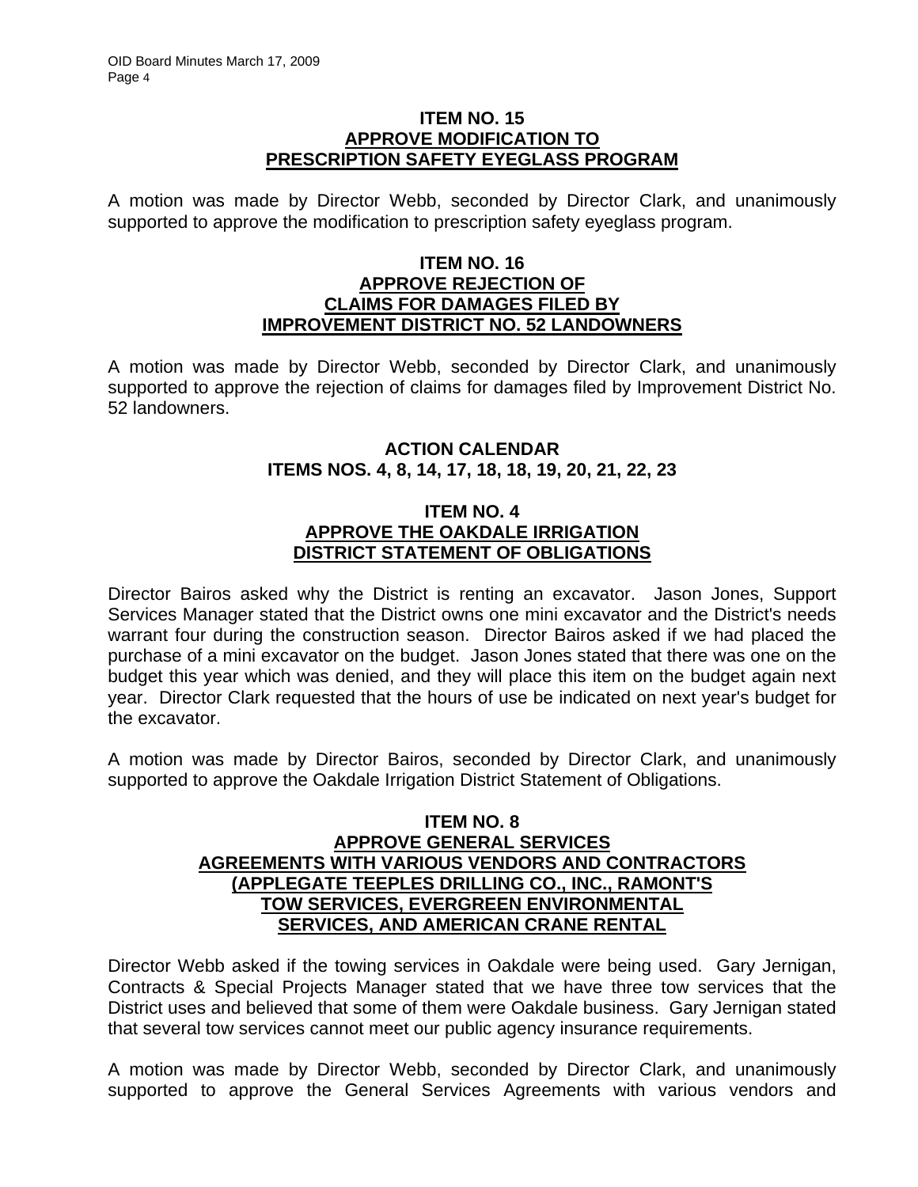### ITEM NO. 15
### APPROVE MODIFICATION TO PRESCRIPTION SAFETY EYEGLASS PROGRAM

A motion was made by Director Webb, seconded by Director Clark, and unanimously supported to approve the modification to prescription safety eyeglass program.

### ITEM NO. 16
### APPROVE REJECTION OF CLAIMS FOR DAMAGES FILED BY IMPROVEMENT DISTRICT NO. 52 LANDOWNERS

A motion was made by Director Webb, seconded by Director Clark, and unanimously supported to approve the rejection of claims for damages filed by Improvement District No. 52 landowners.

## ACTION CALENDAR
## ITEMS NOS. 4, 8, 14, 17, 18, 18, 19, 20, 21, 22, 23

### ITEM NO. 4
### APPROVE THE OAKDALE IRRIGATION DISTRICT STATEMENT OF OBLIGATIONS

Director Bairos asked why the District is renting an excavator. Jason Jones, Support Services Manager stated that the District owns one mini excavator and the District's needs warrant four during the construction season. Director Bairos asked if we had placed the purchase of a mini excavator on the budget. Jason Jones stated that there was one on the budget this year which was denied, and they will place this item on the budget again next year. Director Clark requested that the hours of use be indicated on next year's budget for the excavator.

A motion was made by Director Bairos, seconded by Director Clark, and unanimously supported to approve the Oakdale Irrigation District Statement of Obligations.

### ITEM NO. 8
### APPROVE GENERAL SERVICES AGREEMENTS WITH VARIOUS VENDORS AND CONTRACTORS (APPLEGATE TEEPLES DRILLING CO., INC., RAMONT'S TOW SERVICES, EVERGREEN ENVIRONMENTAL SERVICES, AND AMERICAN CRANE RENTAL

Director Webb asked if the towing services in Oakdale were being used. Gary Jernigan, Contracts & Special Projects Manager stated that we have three tow services that the District uses and believed that some of them were Oakdale business. Gary Jernigan stated that several tow services cannot meet our public agency insurance requirements.

A motion was made by Director Webb, seconded by Director Clark, and unanimously supported to approve the General Services Agreements with various vendors and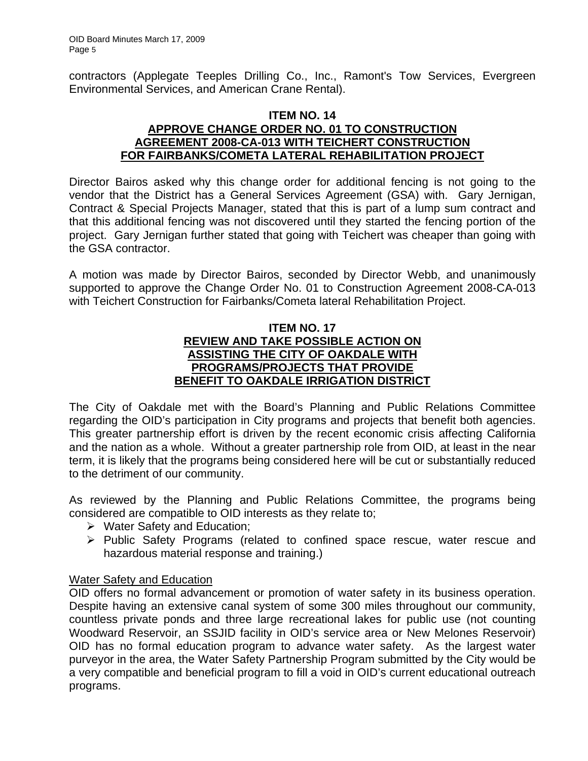contractors (Applegate Teeples Drilling Co., Inc., Ramont's Tow Services, Evergreen Environmental Services, and American Crane Rental).

## ITEM NO. 14
## APPROVE CHANGE ORDER NO. 01 TO CONSTRUCTION AGREEMENT 2008-CA-013 WITH TEICHERT CONSTRUCTION FOR FAIRBANKS/COMETA LATERAL REHABILITATION PROJECT

Director Bairos asked why this change order for additional fencing is not going to the vendor that the District has a General Services Agreement (GSA) with. Gary Jernigan, Contract & Special Projects Manager, stated that this is part of a lump sum contract and that this additional fencing was not discovered until they started the fencing portion of the project. Gary Jernigan further stated that going with Teichert was cheaper than going with the GSA contractor.

A motion was made by Director Bairos, seconded by Director Webb, and unanimously supported to approve the Change Order No. 01 to Construction Agreement 2008-CA-013 with Teichert Construction for Fairbanks/Cometa lateral Rehabilitation Project.

## ITEM NO. 17
## REVIEW AND TAKE POSSIBLE ACTION ON ASSISTING THE CITY OF OAKDALE WITH PROGRAMS/PROJECTS THAT PROVIDE BENEFIT TO OAKDALE IRRIGATION DISTRICT

The City of Oakdale met with the Board's Planning and Public Relations Committee regarding the OID's participation in City programs and projects that benefit both agencies. This greater partnership effort is driven by the recent economic crisis affecting California and the nation as a whole. Without a greater partnership role from OID, at least in the near term, it is likely that the programs being considered here will be cut or substantially reduced to the detriment of our community.

As reviewed by the Planning and Public Relations Committee, the programs being considered are compatible to OID interests as they relate to;

- Water Safety and Education;
- Public Safety Programs (related to confined space rescue, water rescue and hazardous material response and training.)

<u>Water Safety and Education</u>

OID offers no formal advancement or promotion of water safety in its business operation. Despite having an extensive canal system of some 300 miles throughout our community, countless private ponds and three large recreational lakes for public use (not counting Woodward Reservoir, an SSJID facility in OID's service area or New Melones Reservoir) OID has no formal education program to advance water safety. As the largest water purveyor in the area, the Water Safety Partnership Program submitted by the City would be a very compatible and beneficial program to fill a void in OID's current educational outreach programs.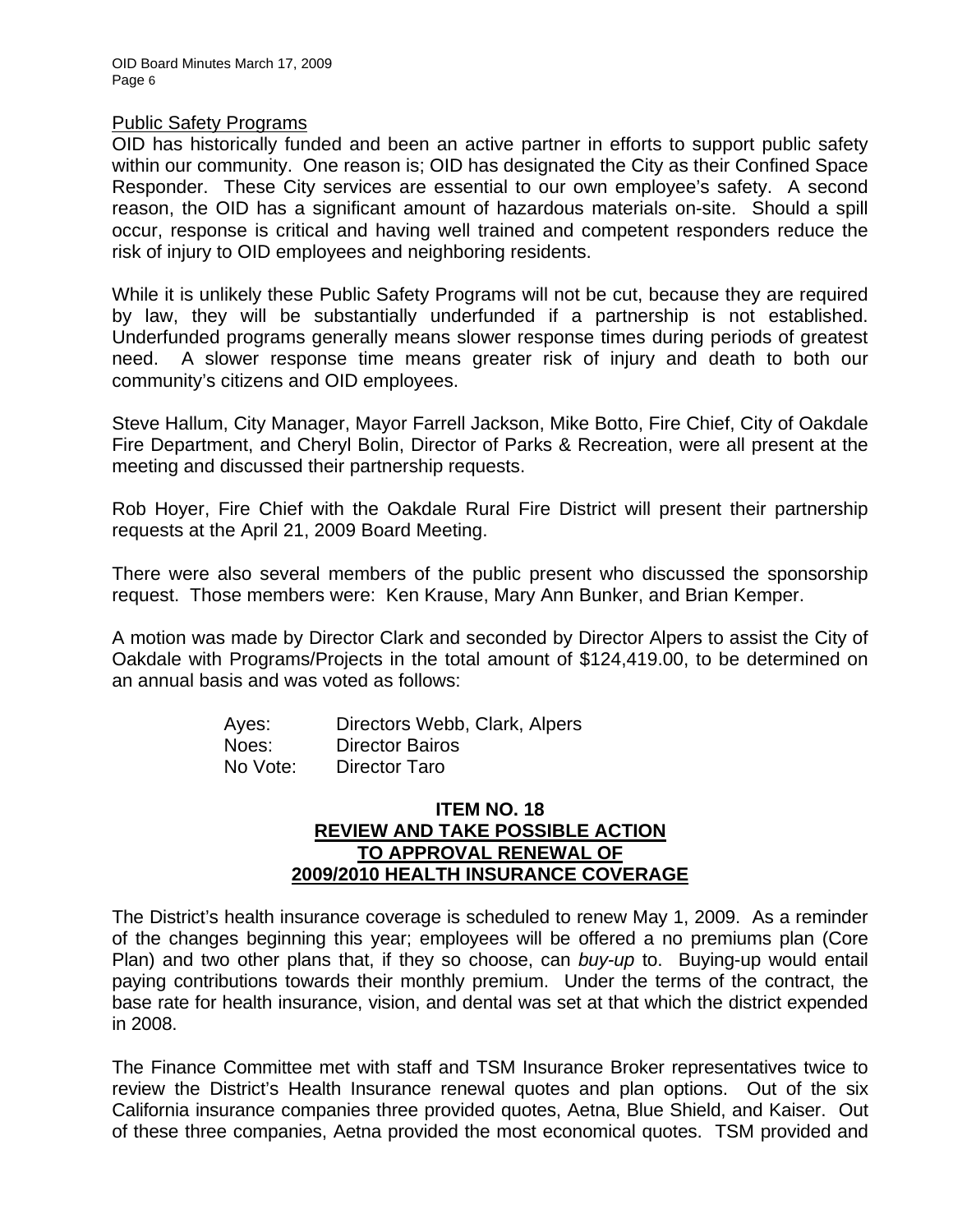Public Safety Programs

OID has historically funded and been an active partner in efforts to support public safety within our community. One reason is; OID has designated the City as their Confined Space Responder. These City services are essential to our own employee's safety. A second reason, the OID has a significant amount of hazardous materials on-site. Should a spill occur, response is critical and having well trained and competent responders reduce the risk of injury to OID employees and neighboring residents.

While it is unlikely these Public Safety Programs will not be cut, because they are required by law, they will be substantially underfunded if a partnership is not established. Underfunded programs generally means slower response times during periods of greatest need. A slower response time means greater risk of injury and death to both our community's citizens and OID employees.

Steve Hallum, City Manager, Mayor Farrell Jackson, Mike Botto, Fire Chief, City of Oakdale Fire Department, and Cheryl Bolin, Director of Parks & Recreation, were all present at the meeting and discussed their partnership requests.

Rob Hoyer, Fire Chief with the Oakdale Rural Fire District will present their partnership requests at the April 21, 2009 Board Meeting.

There were also several members of the public present who discussed the sponsorship request. Those members were: Ken Krause, Mary Ann Bunker, and Brian Kemper.

A motion was made by Director Clark and seconded by Director Alpers to assist the City of Oakdale with Programs/Projects in the total amount of $124,419.00, to be determined on an annual basis and was voted as follows:

| | |
|---|---|
| Ayes: | Directors Webb, Clark, Alpers |
| Noes: | Director Bairos |
| No Vote: | Director Taro |

## ITEM NO. 18
## REVIEW AND TAKE POSSIBLE ACTION TO APPROVAL RENEWAL OF 2009/2010 HEALTH INSURANCE COVERAGE

The District's health insurance coverage is scheduled to renew May 1, 2009. As a reminder of the changes beginning this year; employees will be offered a no premiums plan (Core Plan) and two other plans that, if they so choose, can *buy-up* to. Buying-up would entail paying contributions towards their monthly premium. Under the terms of the contract, the base rate for health insurance, vision, and dental was set at that which the district expended in 2008.

The Finance Committee met with staff and TSM Insurance Broker representatives twice to review the District's Health Insurance renewal quotes and plan options. Out of the six California insurance companies three provided quotes, Aetna, Blue Shield, and Kaiser. Out of these three companies, Aetna provided the most economical quotes. TSM provided and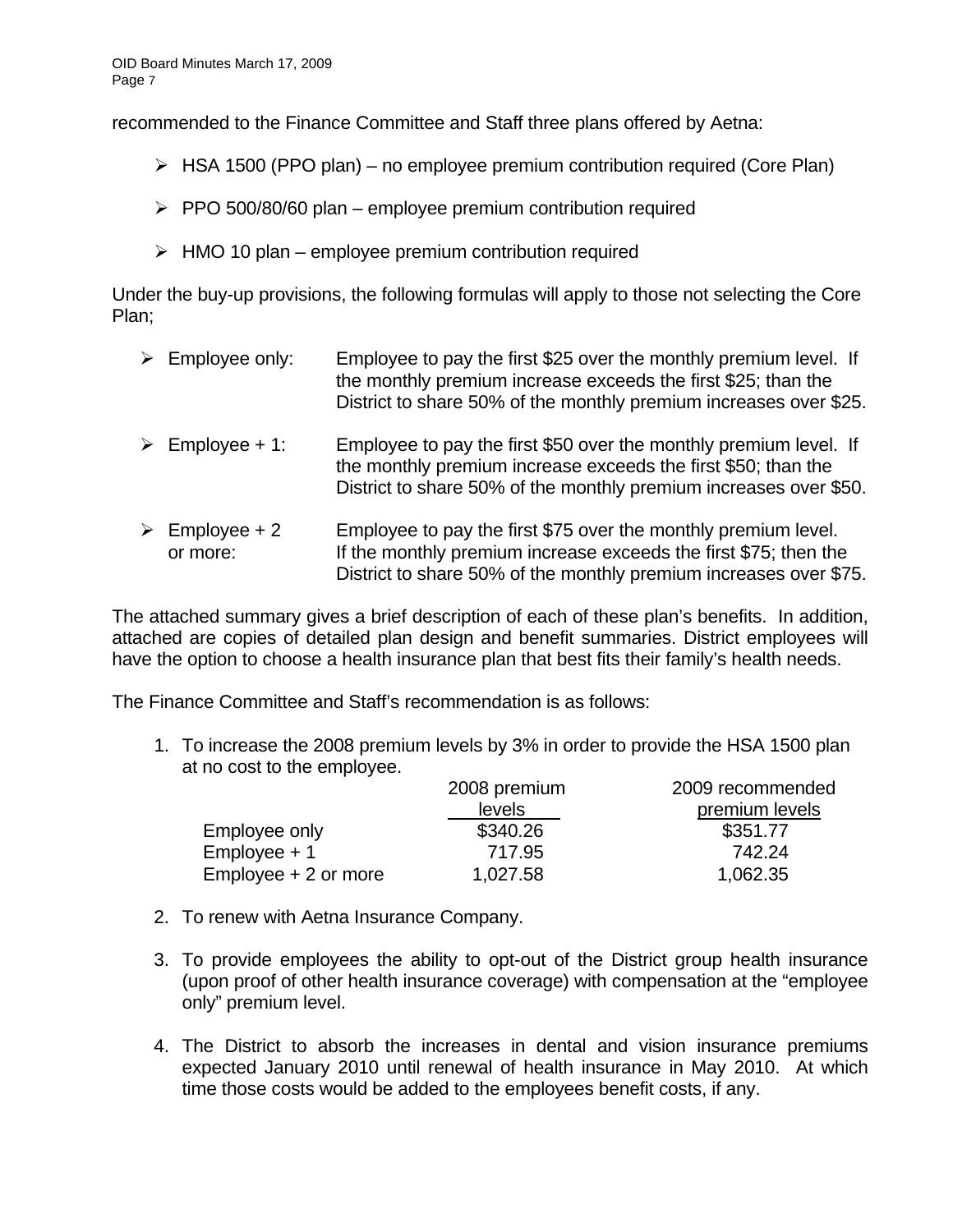recommended to the Finance Committee and Staff three plans offered by Aetna:

- HSA 1500 (PPO plan) – no employee premium contribution required (Core Plan)
- PPO 500/80/60 plan – employee premium contribution required
- HMO 10 plan – employee premium contribution required

Under the buy-up provisions, the following formulas will apply to those not selecting the Core Plan;

- Employee only: Employee to pay the first $25 over the monthly premium level. If the monthly premium increase exceeds the first $25; than the District to share 50% of the monthly premium increases over $25.
- Employee + 1: Employee to pay the first $50 over the monthly premium level. If the monthly premium increase exceeds the first $50; than the District to share 50% of the monthly premium increases over $50.
- Employee + 2 or more: Employee to pay the first $75 over the monthly premium level. If the monthly premium increase exceeds the first $75; then the District to share 50% of the monthly premium increases over $75.

The attached summary gives a brief description of each of these plan's benefits. In addition, attached are copies of detailed plan design and benefit summaries. District employees will have the option to choose a health insurance plan that best fits their family's health needs.

The Finance Committee and Staff's recommendation is as follows:

1. To increase the 2008 premium levels by 3% in order to provide the HSA 1500 plan at no cost to the employee.

| | 2008 premium levels | 2009 recommended premium levels |
|---|---|---|
| Employee only | $340.26 | $351.77 |
| Employee + 1 | 717.95 | 742.24 |
| Employee + 2 or more | 1,027.58 | 1,062.35 |

2. To renew with Aetna Insurance Company.

3. To provide employees the ability to opt-out of the District group health insurance (upon proof of other health insurance coverage) with compensation at the "employee only" premium level.

4. The District to absorb the increases in dental and vision insurance premiums expected January 2010 until renewal of health insurance in May 2010. At which time those costs would be added to the employees benefit costs, if any.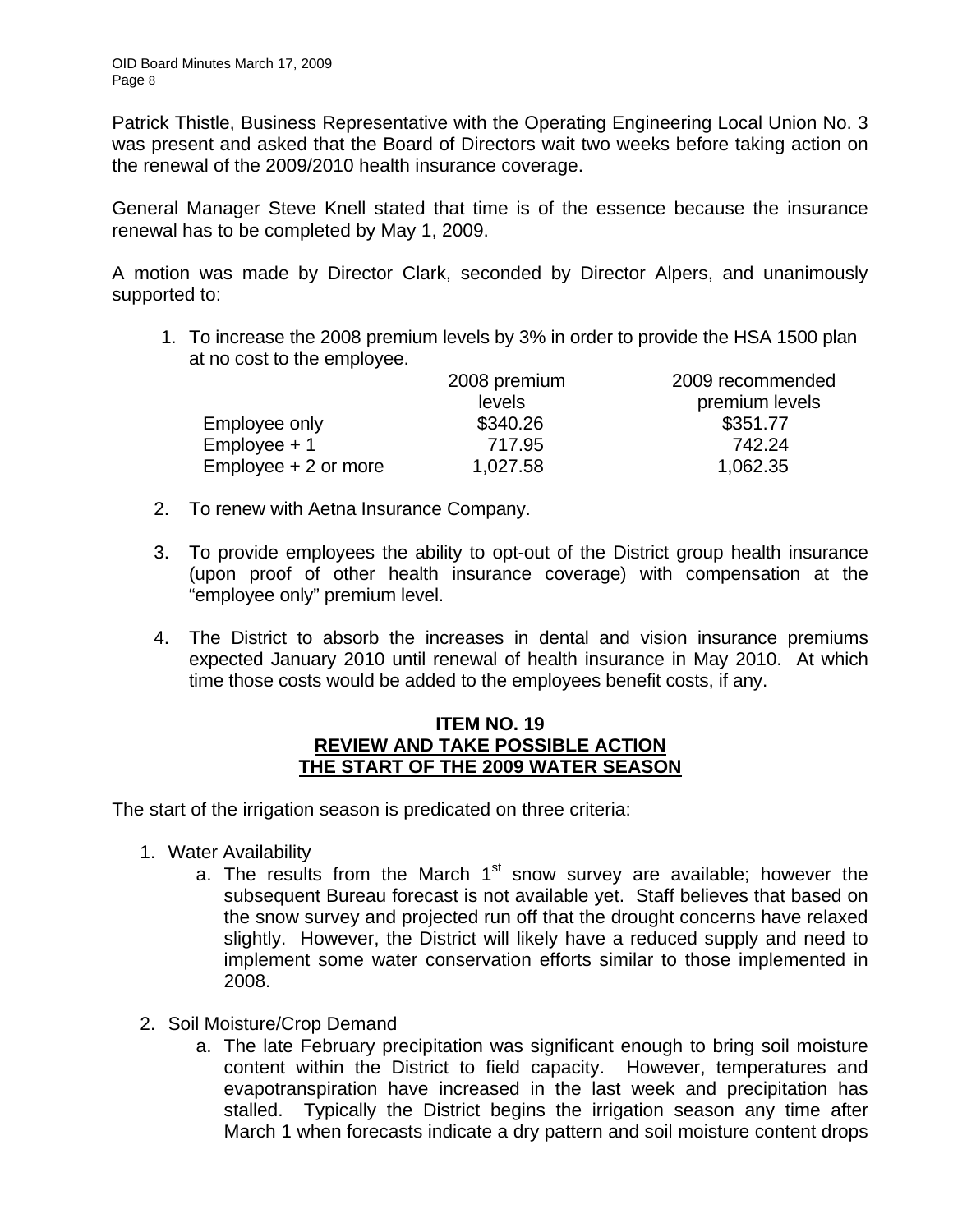Patrick Thistle, Business Representative with the Operating Engineering Local Union No. 3 was present and asked that the Board of Directors wait two weeks before taking action on the renewal of the 2009/2010 health insurance coverage.

General Manager Steve Knell stated that time is of the essence because the insurance renewal has to be completed by May 1, 2009.

A motion was made by Director Clark, seconded by Director Alpers, and unanimously supported to:

1. To increase the 2008 premium levels by 3% in order to provide the HSA 1500 plan at no cost to the employee.

| | 2008 premium levels | 2009 recommended premium levels |
|---|---|---|
| Employee only | $340.26 | $351.77 |
| Employee + 1 | 717.95 | 742.24 |
| Employee + 2 or more | 1,027.58 | 1,062.35 |

2. To renew with Aetna Insurance Company.

3. To provide employees the ability to opt-out of the District group health insurance (upon proof of other health insurance coverage) with compensation at the "employee only" premium level.

4. The District to absorb the increases in dental and vision insurance premiums expected January 2010 until renewal of health insurance in May 2010. At which time those costs would be added to the employees benefit costs, if any.

## ITEM NO. 19
## REVIEW AND TAKE POSSIBLE ACTION THE START OF THE 2009 WATER SEASON

The start of the irrigation season is predicated on three criteria:

1. Water Availability
   a. The results from the March 1st snow survey are available; however the subsequent Bureau forecast is not available yet. Staff believes that based on the snow survey and projected run off that the drought concerns have relaxed slightly. However, the District will likely have a reduced supply and need to implement some water conservation efforts similar to those implemented in 2008.

2. Soil Moisture/Crop Demand
   a. The late February precipitation was significant enough to bring soil moisture content within the District to field capacity. However, temperatures and evapotranspiration have increased in the last week and precipitation has stalled. Typically the District begins the irrigation season any time after March 1 when forecasts indicate a dry pattern and soil moisture content drops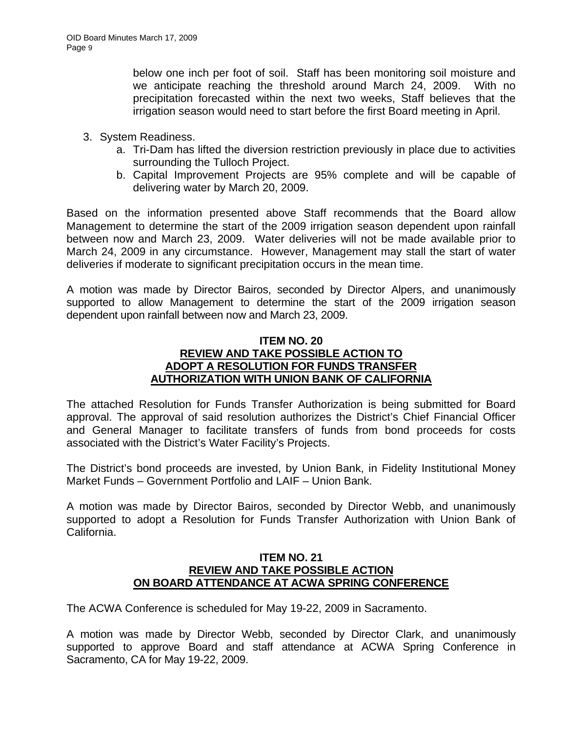below one inch per foot of soil. Staff has been monitoring soil moisture and we anticipate reaching the threshold around March 24, 2009. With no precipitation forecasted within the next two weeks, Staff believes that the irrigation season would need to start before the first Board meeting in April.

3. System Readiness.
   a. Tri-Dam has lifted the diversion restriction previously in place due to activities surrounding the Tulloch Project.
   b. Capital Improvement Projects are 95% complete and will be capable of delivering water by March 20, 2009.

Based on the information presented above Staff recommends that the Board allow Management to determine the start of the 2009 irrigation season dependent upon rainfall between now and March 23, 2009. Water deliveries will not be made available prior to March 24, 2009 in any circumstance. However, Management may stall the start of water deliveries if moderate to significant precipitation occurs in the mean time.

A motion was made by Director Bairos, seconded by Director Alpers, and unanimously supported to allow Management to determine the start of the 2009 irrigation season dependent upon rainfall between now and March 23, 2009.

## ITEM NO. 20
## REVIEW AND TAKE POSSIBLE ACTION TO ADOPT A RESOLUTION FOR FUNDS TRANSFER AUTHORIZATION WITH UNION BANK OF CALIFORNIA

The attached Resolution for Funds Transfer Authorization is being submitted for Board approval. The approval of said resolution authorizes the District's Chief Financial Officer and General Manager to facilitate transfers of funds from bond proceeds for costs associated with the District's Water Facility's Projects.

The District's bond proceeds are invested, by Union Bank, in Fidelity Institutional Money Market Funds – Government Portfolio and LAIF – Union Bank.

A motion was made by Director Bairos, seconded by Director Webb, and unanimously supported to adopt a Resolution for Funds Transfer Authorization with Union Bank of California.

## ITEM NO. 21
## REVIEW AND TAKE POSSIBLE ACTION ON BOARD ATTENDANCE AT ACWA SPRING CONFERENCE

The ACWA Conference is scheduled for May 19-22, 2009 in Sacramento.

A motion was made by Director Webb, seconded by Director Clark, and unanimously supported to approve Board and staff attendance at ACWA Spring Conference in Sacramento, CA for May 19-22, 2009.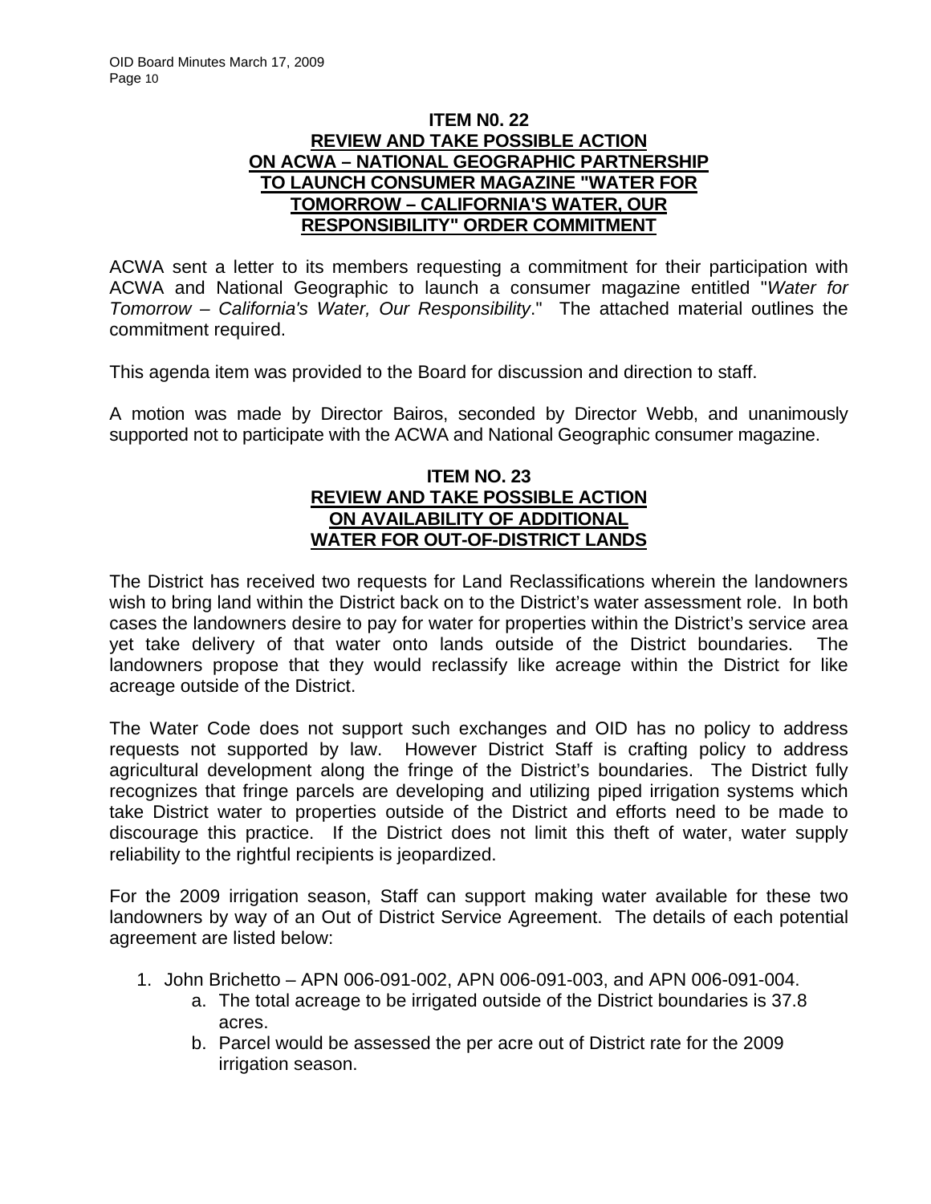### ITEM N0. 22
### REVIEW AND TAKE POSSIBLE ACTION ON ACWA – NATIONAL GEOGRAPHIC PARTNERSHIP TO LAUNCH CONSUMER MAGAZINE "WATER FOR TOMORROW – CALIFORNIA'S WATER, OUR RESPONSIBILITY" ORDER COMMITMENT

ACWA sent a letter to its members requesting a commitment for their participation with ACWA and National Geographic to launch a consumer magazine entitled "*Water for Tomorrow – California's Water, Our Responsibility*." The attached material outlines the commitment required.

This agenda item was provided to the Board for discussion and direction to staff.

A motion was made by Director Bairos, seconded by Director Webb, and unanimously supported not to participate with the ACWA and National Geographic consumer magazine.

### ITEM NO. 23
### REVIEW AND TAKE POSSIBLE ACTION ON AVAILABILITY OF ADDITIONAL WATER FOR OUT-OF-DISTRICT LANDS

The District has received two requests for Land Reclassifications wherein the landowners wish to bring land within the District back on to the District's water assessment role. In both cases the landowners desire to pay for water for properties within the District's service area yet take delivery of that water onto lands outside of the District boundaries. The landowners propose that they would reclassify like acreage within the District for like acreage outside of the District.

The Water Code does not support such exchanges and OID has no policy to address requests not supported by law. However District Staff is crafting policy to address agricultural development along the fringe of the District's boundaries. The District fully recognizes that fringe parcels are developing and utilizing piped irrigation systems which take District water to properties outside of the District and efforts need to be made to discourage this practice. If the District does not limit this theft of water, water supply reliability to the rightful recipients is jeopardized.

For the 2009 irrigation season, Staff can support making water available for these two landowners by way of an Out of District Service Agreement. The details of each potential agreement are listed below:

1. John Brichetto – APN 006-091-002, APN 006-091-003, and APN 006-091-004.
   a. The total acreage to be irrigated outside of the District boundaries is 37.8 acres.
   b. Parcel would be assessed the per acre out of District rate for the 2009 irrigation season.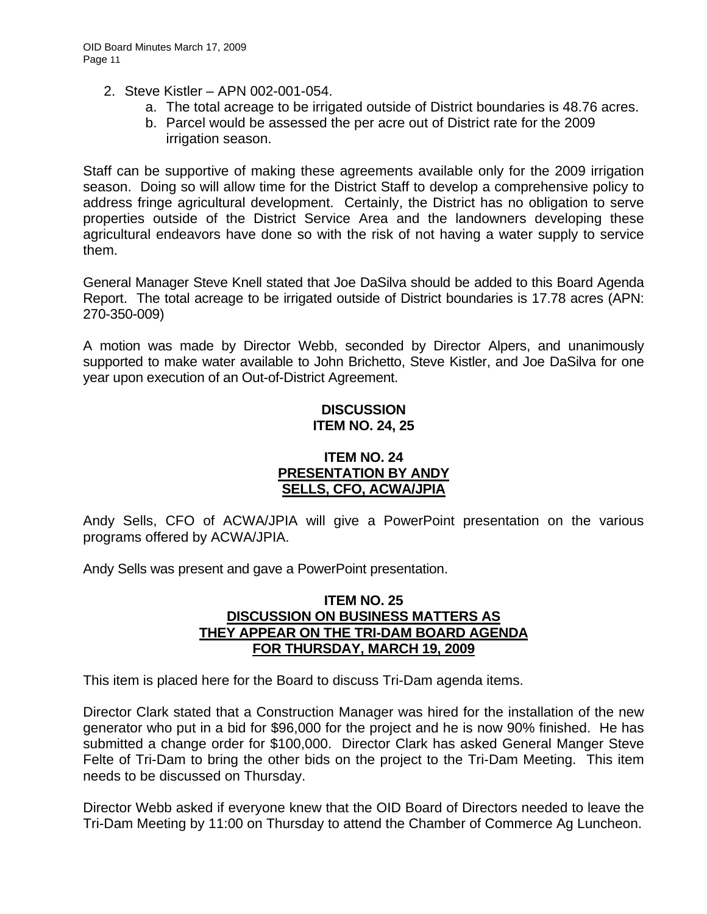2. Steve Kistler – APN 002-001-054.
    a. The total acreage to be irrigated outside of District boundaries is 48.76 acres.
    b. Parcel would be assessed the per acre out of District rate for the 2009 irrigation season.

Staff can be supportive of making these agreements available only for the 2009 irrigation season. Doing so will allow time for the District Staff to develop a comprehensive policy to address fringe agricultural development. Certainly, the District has no obligation to serve properties outside of the District Service Area and the landowners developing these agricultural endeavors have done so with the risk of not having a water supply to service them.

General Manager Steve Knell stated that Joe DaSilva should be added to this Board Agenda Report. The total acreage to be irrigated outside of District boundaries is 17.78 acres (APN: 270-350-009)

A motion was made by Director Webb, seconded by Director Alpers, and unanimously supported to make water available to John Brichetto, Steve Kistler, and Joe DaSilva for one year upon execution of an Out-of-District Agreement.

**DISCUSSION**
**ITEM NO. 24, 25**

**ITEM NO. 24**
**PRESENTATION BY ANDY SELLS, CFO, ACWA/JPIA**

Andy Sells, CFO of ACWA/JPIA will give a PowerPoint presentation on the various programs offered by ACWA/JPIA.

Andy Sells was present and gave a PowerPoint presentation.

**ITEM NO. 25**
**DISCUSSION ON BUSINESS MATTERS AS THEY APPEAR ON THE TRI-DAM BOARD AGENDA FOR THURSDAY, MARCH 19, 2009**

This item is placed here for the Board to discuss Tri-Dam agenda items.

Director Clark stated that a Construction Manager was hired for the installation of the new generator who put in a bid for $96,000 for the project and he is now 90% finished. He has submitted a change order for $100,000. Director Clark has asked General Manger Steve Felte of Tri-Dam to bring the other bids on the project to the Tri-Dam Meeting. This item needs to be discussed on Thursday.

Director Webb asked if everyone knew that the OID Board of Directors needed to leave the Tri-Dam Meeting by 11:00 on Thursday to attend the Chamber of Commerce Ag Luncheon.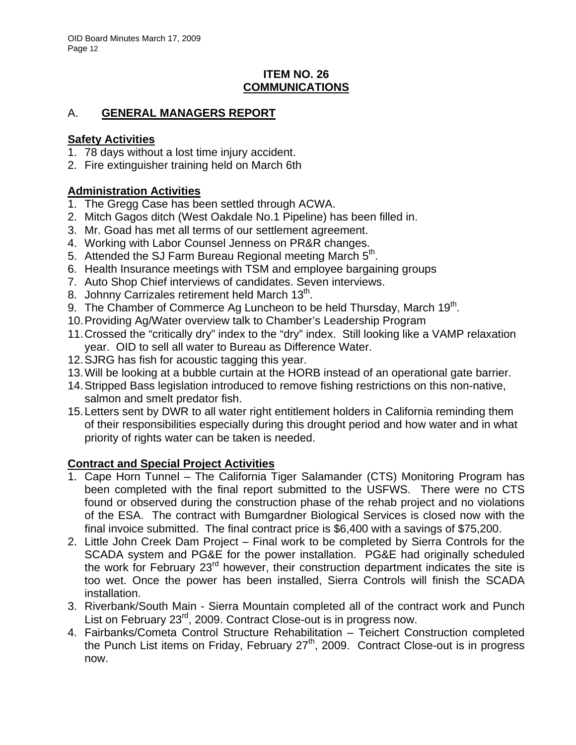## ITEM NO. 26
## COMMUNICATIONS

### A. GENERAL MANAGERS REPORT

**Safety Activities**

1. 78 days without a lost time injury accident.
2. Fire extinguisher training held on March 6th

**Administration Activities**

1. The Gregg Case has been settled through ACWA.
2. Mitch Gagos ditch (West Oakdale No.1 Pipeline) has been filled in.
3. Mr. Goad has met all terms of our settlement agreement.
4. Working with Labor Counsel Jenness on PR&R changes.
5. Attended the SJ Farm Bureau Regional meeting March 5th.
6. Health Insurance meetings with TSM and employee bargaining groups
7. Auto Shop Chief interviews of candidates. Seven interviews.
8. Johnny Carrizales retirement held March 13th.
9. The Chamber of Commerce Ag Luncheon to be held Thursday, March 19th.
10. Providing Ag/Water overview talk to Chamber's Leadership Program
11. Crossed the "critically dry" index to the "dry" index. Still looking like a VAMP relaxation year. OID to sell all water to Bureau as Difference Water.
12. SJRG has fish for acoustic tagging this year.
13. Will be looking at a bubble curtain at the HORB instead of an operational gate barrier.
14. Stripped Bass legislation introduced to remove fishing restrictions on this non-native, salmon and smelt predator fish.
15. Letters sent by DWR to all water right entitlement holders in California reminding them of their responsibilities especially during this drought period and how water and in what priority of rights water can be taken is needed.

**Contract and Special Project Activities**

1. Cape Horn Tunnel – The California Tiger Salamander (CTS) Monitoring Program has been completed with the final report submitted to the USFWS. There were no CTS found or observed during the construction phase of the rehab project and no violations of the ESA. The contract with Bumgardner Biological Services is closed now with the final invoice submitted. The final contract price is $6,400 with a savings of $75,200.
2. Little John Creek Dam Project – Final work to be completed by Sierra Controls for the SCADA system and PG&E for the power installation. PG&E had originally scheduled the work for February 23rd however, their construction department indicates the site is too wet. Once the power has been installed, Sierra Controls will finish the SCADA installation.
3. Riverbank/South Main - Sierra Mountain completed all of the contract work and Punch List on February 23rd, 2009. Contract Close-out is in progress now.
4. Fairbanks/Cometa Control Structure Rehabilitation – Teichert Construction completed the Punch List items on Friday, February 27th, 2009. Contract Close-out is in progress now.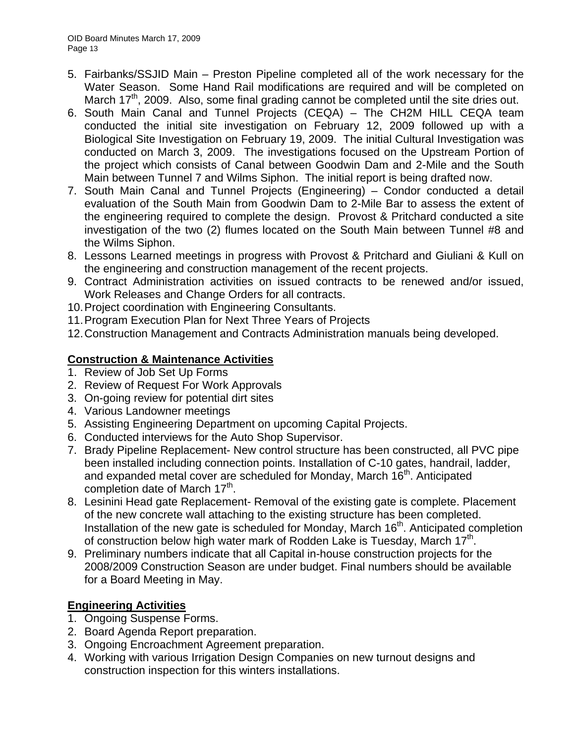5. Fairbanks/SSJID Main – Preston Pipeline completed all of the work necessary for the Water Season. Some Hand Rail modifications are required and will be completed on March 17th, 2009. Also, some final grading cannot be completed until the site dries out.
6. South Main Canal and Tunnel Projects (CEQA) – The CH2M HILL CEQA team conducted the initial site investigation on February 12, 2009 followed up with a Biological Site Investigation on February 19, 2009. The initial Cultural Investigation was conducted on March 3, 2009. The investigations focused on the Upstream Portion of the project which consists of Canal between Goodwin Dam and 2-Mile and the South Main between Tunnel 7 and Wilms Siphon. The initial report is being drafted now.
7. South Main Canal and Tunnel Projects (Engineering) – Condor conducted a detail evaluation of the South Main from Goodwin Dam to 2-Mile Bar to assess the extent of the engineering required to complete the design. Provost & Pritchard conducted a site investigation of the two (2) flumes located on the South Main between Tunnel #8 and the Wilms Siphon.
8. Lessons Learned meetings in progress with Provost & Pritchard and Giuliani & Kull on the engineering and construction management of the recent projects.
9. Contract Administration activities on issued contracts to be renewed and/or issued, Work Releases and Change Orders for all contracts.
10. Project coordination with Engineering Consultants.
11. Program Execution Plan for Next Three Years of Projects
12. Construction Management and Contracts Administration manuals being developed.

## Construction & Maintenance Activities

1. Review of Job Set Up Forms
2. Review of Request For Work Approvals
3. On-going review for potential dirt sites
4. Various Landowner meetings
5. Assisting Engineering Department on upcoming Capital Projects.
6. Conducted interviews for the Auto Shop Supervisor.
7. Brady Pipeline Replacement- New control structure has been constructed, all PVC pipe been installed including connection points. Installation of C-10 gates, handrail, ladder, and expanded metal cover are scheduled for Monday, March 16th. Anticipated completion date of March 17th.
8. Lesinini Head gate Replacement- Removal of the existing gate is complete. Placement of the new concrete wall attaching to the existing structure has been completed. Installation of the new gate is scheduled for Monday, March 16th. Anticipated completion of construction below high water mark of Rodden Lake is Tuesday, March 17th.
9. Preliminary numbers indicate that all Capital in-house construction projects for the 2008/2009 Construction Season are under budget. Final numbers should be available for a Board Meeting in May.

## Engineering Activities

1. Ongoing Suspense Forms.
2. Board Agenda Report preparation.
3. Ongoing Encroachment Agreement preparation.
4. Working with various Irrigation Design Companies on new turnout designs and construction inspection for this winters installations.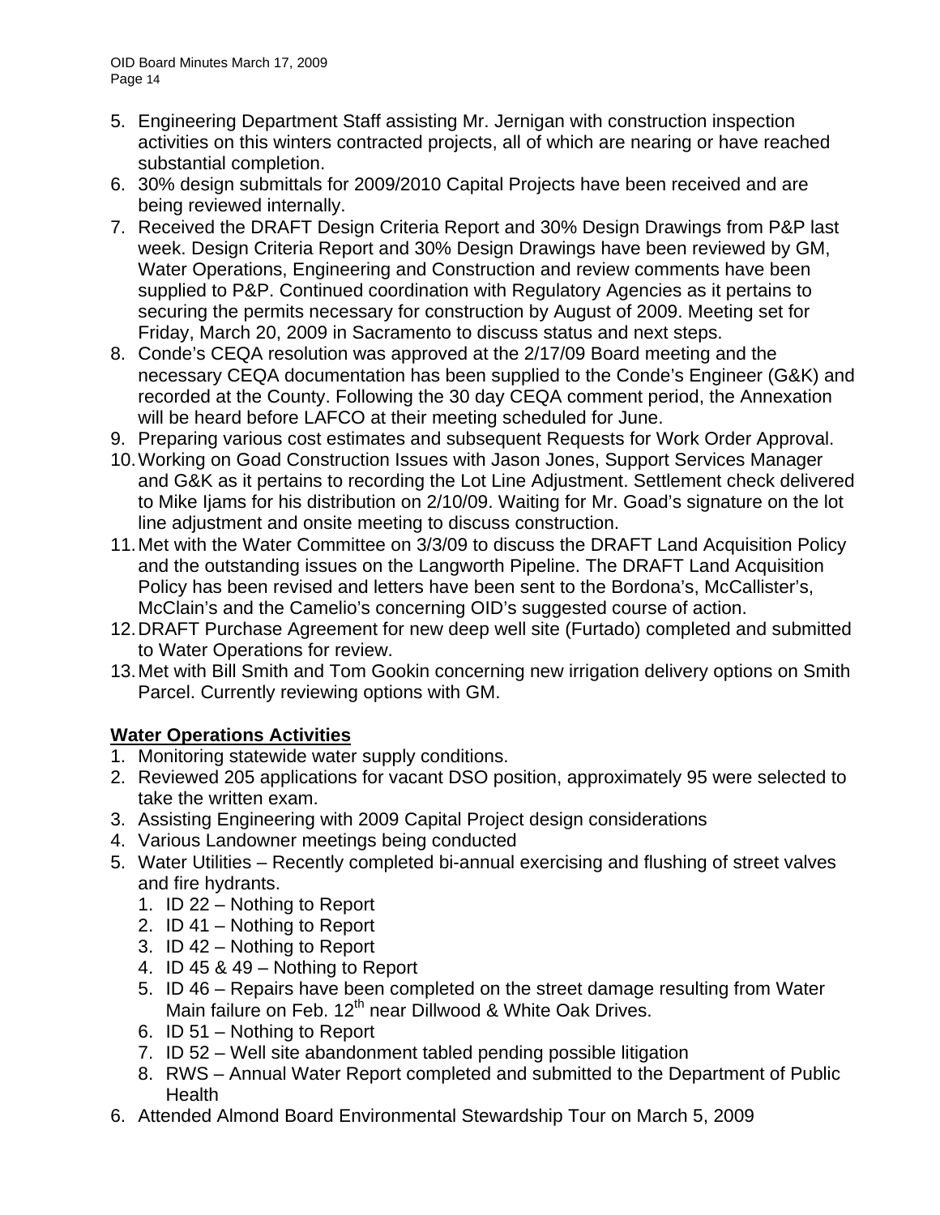5. Engineering Department Staff assisting Mr. Jernigan with construction inspection activities on this winters contracted projects, all of which are nearing or have reached substantial completion.
6. 30% design submittals for 2009/2010 Capital Projects have been received and are being reviewed internally.
7. Received the DRAFT Design Criteria Report and 30% Design Drawings from P&P last week. Design Criteria Report and 30% Design Drawings have been reviewed by GM, Water Operations, Engineering and Construction and review comments have been supplied to P&P. Continued coordination with Regulatory Agencies as it pertains to securing the permits necessary for construction by August of 2009. Meeting set for Friday, March 20, 2009 in Sacramento to discuss status and next steps.
8. Conde's CEQA resolution was approved at the 2/17/09 Board meeting and the necessary CEQA documentation has been supplied to the Conde's Engineer (G&K) and recorded at the County. Following the 30 day CEQA comment period, the Annexation will be heard before LAFCO at their meeting scheduled for June.
9. Preparing various cost estimates and subsequent Requests for Work Order Approval.
10. Working on Goad Construction Issues with Jason Jones, Support Services Manager and G&K as it pertains to recording the Lot Line Adjustment. Settlement check delivered to Mike Ijams for his distribution on 2/10/09. Waiting for Mr. Goad's signature on the lot line adjustment and onsite meeting to discuss construction.
11. Met with the Water Committee on 3/3/09 to discuss the DRAFT Land Acquisition Policy and the outstanding issues on the Langworth Pipeline. The DRAFT Land Acquisition Policy has been revised and letters have been sent to the Bordona's, McCallister's, McClain's and the Camelio's concerning OID's suggested course of action.
12. DRAFT Purchase Agreement for new deep well site (Furtado) completed and submitted to Water Operations for review.
13. Met with Bill Smith and Tom Gookin concerning new irrigation delivery options on Smith Parcel. Currently reviewing options with GM.

**Water Operations Activities**

1. Monitoring statewide water supply conditions.
2. Reviewed 205 applications for vacant DSO position, approximately 95 were selected to take the written exam.
3. Assisting Engineering with 2009 Capital Project design considerations
4. Various Landowner meetings being conducted
5. Water Utilities – Recently completed bi-annual exercising and flushing of street valves and fire hydrants.
   1. ID 22 – Nothing to Report
   2. ID 41 – Nothing to Report
   3. ID 42 – Nothing to Report
   4. ID 45 & 49 – Nothing to Report
   5. ID 46 – Repairs have been completed on the street damage resulting from Water Main failure on Feb. 12th near Dillwood & White Oak Drives.
   6. ID 51 – Nothing to Report
   7. ID 52 – Well site abandonment tabled pending possible litigation
   8. RWS – Annual Water Report completed and submitted to the Department of Public Health
6. Attended Almond Board Environmental Stewardship Tour on March 5, 2009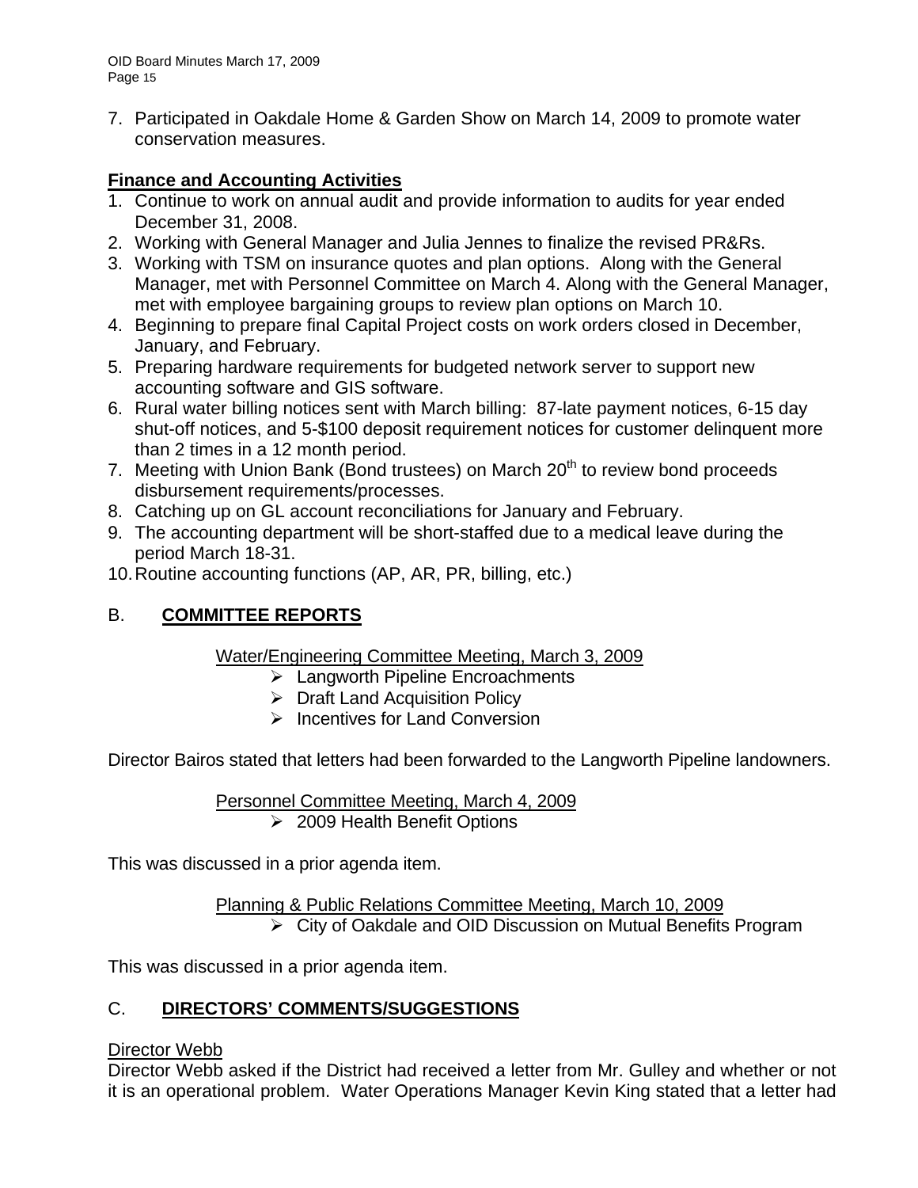7. Participated in Oakdale Home & Garden Show on March 14, 2009 to promote water conservation measures.

**Finance and Accounting Activities**

1. Continue to work on annual audit and provide information to audits for year ended December 31, 2008.
2. Working with General Manager and Julia Jennes to finalize the revised PR&Rs.
3. Working with TSM on insurance quotes and plan options. Along with the General Manager, met with Personnel Committee on March 4. Along with the General Manager, met with employee bargaining groups to review plan options on March 10.
4. Beginning to prepare final Capital Project costs on work orders closed in December, January, and February.
5. Preparing hardware requirements for budgeted network server to support new accounting software and GIS software.
6. Rural water billing notices sent with March billing: 87-late payment notices, 6-15 day shut-off notices, and 5-$100 deposit requirement notices for customer delinquent more than 2 times in a 12 month period.
7. Meeting with Union Bank (Bond trustees) on March 20th to review bond proceeds disbursement requirements/processes.
8. Catching up on GL account reconciliations for January and February.
9. The accounting department will be short-staffed due to a medical leave during the period March 18-31.
10. Routine accounting functions (AP, AR, PR, billing, etc.)

## B. COMMITTEE REPORTS

Water/Engineering Committee Meeting, March 3, 2009

- Langworth Pipeline Encroachments
- Draft Land Acquisition Policy
- Incentives for Land Conversion

Director Bairos stated that letters had been forwarded to the Langworth Pipeline landowners.

Personnel Committee Meeting, March 4, 2009

- 2009 Health Benefit Options

This was discussed in a prior agenda item.

Planning & Public Relations Committee Meeting, March 10, 2009

- City of Oakdale and OID Discussion on Mutual Benefits Program

This was discussed in a prior agenda item.

## C. DIRECTORS' COMMENTS/SUGGESTIONS

Director Webb

Director Webb asked if the District had received a letter from Mr. Gulley and whether or not it is an operational problem. Water Operations Manager Kevin King stated that a letter had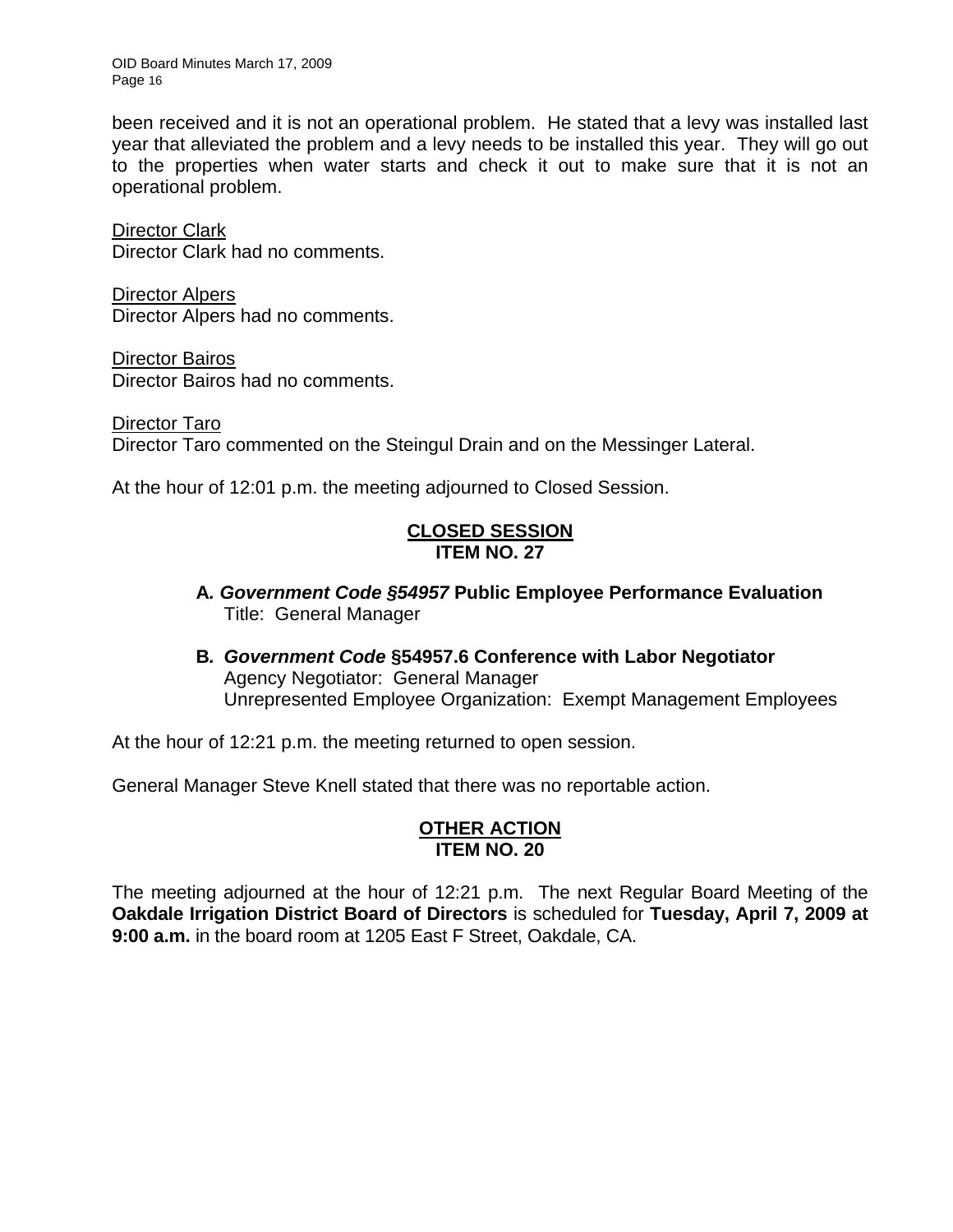been received and it is not an operational problem. He stated that a levy was installed last year that alleviated the problem and a levy needs to be installed this year. They will go out to the properties when water starts and check it out to make sure that it is not an operational problem.

Director Clark
Director Clark had no comments.

Director Alpers
Director Alpers had no comments.

Director Bairos
Director Bairos had no comments.

Director Taro
Director Taro commented on the Steingul Drain and on the Messinger Lateral.

At the hour of 12:01 p.m. the meeting adjourned to Closed Session.

**CLOSED SESSION**
**ITEM NO. 27**

**A. *Government Code §54957* Public Employee Performance Evaluation**
Title: General Manager

**B. *Government Code* §54957.6 Conference with Labor Negotiator**
Agency Negotiator: General Manager
Unrepresented Employee Organization: Exempt Management Employees

At the hour of 12:21 p.m. the meeting returned to open session.

General Manager Steve Knell stated that there was no reportable action.

**OTHER ACTION**
**ITEM NO. 20**

The meeting adjourned at the hour of 12:21 p.m. The next Regular Board Meeting of the **Oakdale Irrigation District Board of Directors** is scheduled for **Tuesday, April 7, 2009 at 9:00 a.m.** in the board room at 1205 East F Street, Oakdale, CA.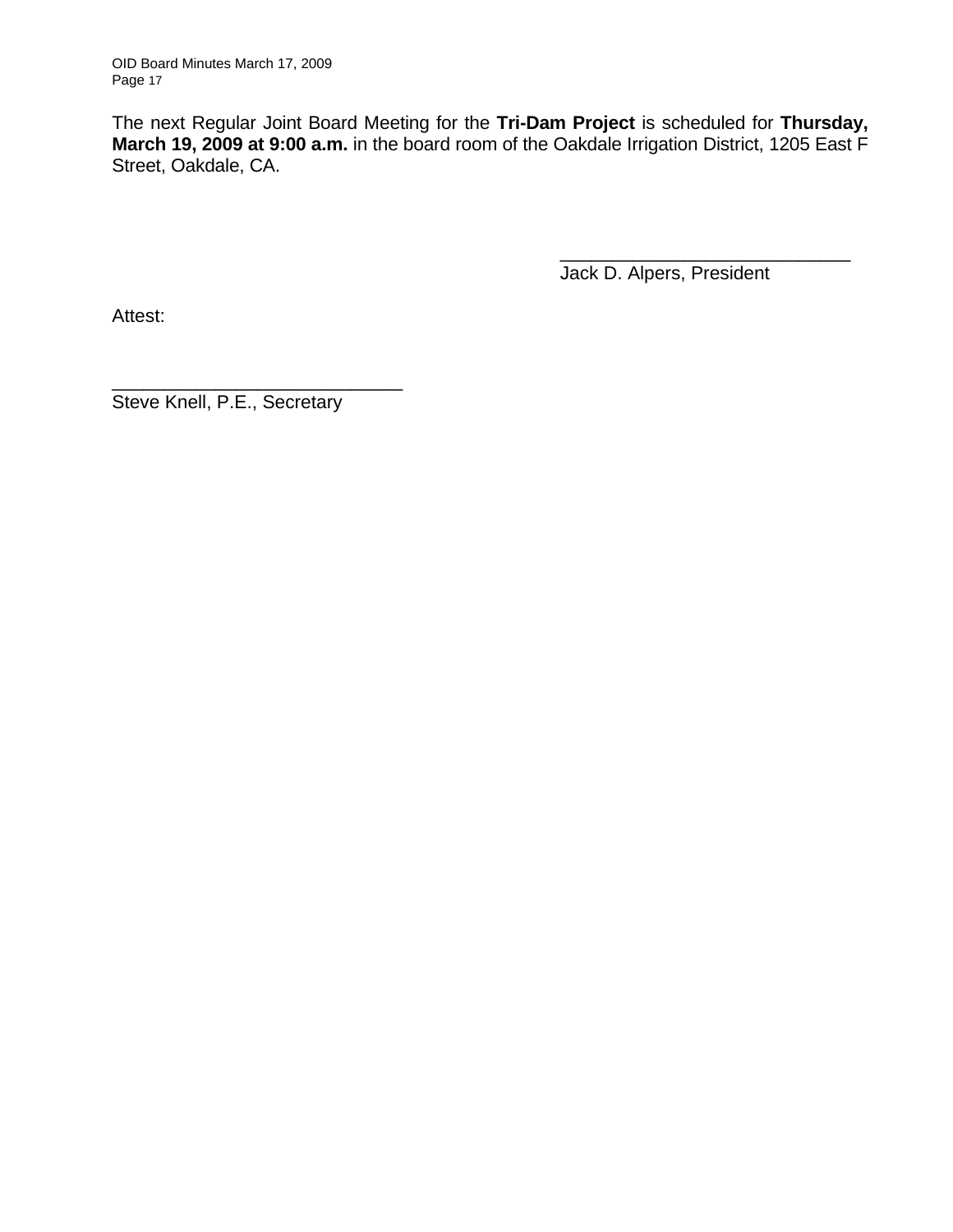The next Regular Joint Board Meeting for the **Tri-Dam Project** is scheduled for **Thursday, March 19, 2009 at 9:00 a.m.** in the board room of the Oakdale Irrigation District, 1205 East F Street, Oakdale, CA.

____________________________
Jack D. Alpers, President

Attest:

____________________________
Steve Knell, P.E., Secretary